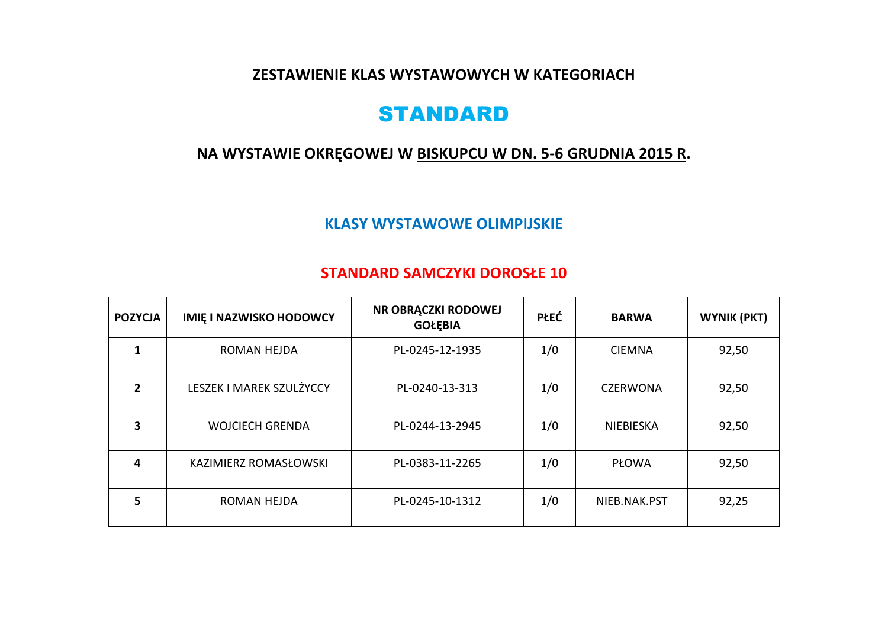# ZESTAWIENIE KLAS WYSTAWOWYCH W KATEGORIACH

# STANDARD

## NA WYSTAWIE OKRĘGOWEJ W BISKUPCU W DN. 5-6 GRUDNIA 2015 R.

### KLASY WYSTAWOWE OLIMPIJSKIE

### STANDARD SAMCZYKI DOROSŁE 10

| POZYCJA | IMIĘ I NAZWISKO HODOWCY | NR OBRĄCZKI RODOWEJ GOŁĘBIA | PŁEĆ | BARWA | WYNIK (PKT) |
|---|---|---|---|---|---|
| 1 | ROMAN HEJDA | PL-0245-12-1935 | 1/0 | CIEMNA | 92,50 |
| 2 | LESZEK I MAREK SZULŻYCCY | PL-0240-13-313 | 1/0 | CZERWONA | 92,50 |
| 3 | WOJCIECH GRENDA | PL-0244-13-2945 | 1/0 | NIEBIESKA | 92,50 |
| 4 | KAZIMIERZ ROMASŁOWSKI | PL-0383-11-2265 | 1/0 | PŁOWA | 92,50 |
| 5 | ROMAN HEJDA | PL-0245-10-1312 | 1/0 | NIEB.NAK.PST | 92,25 |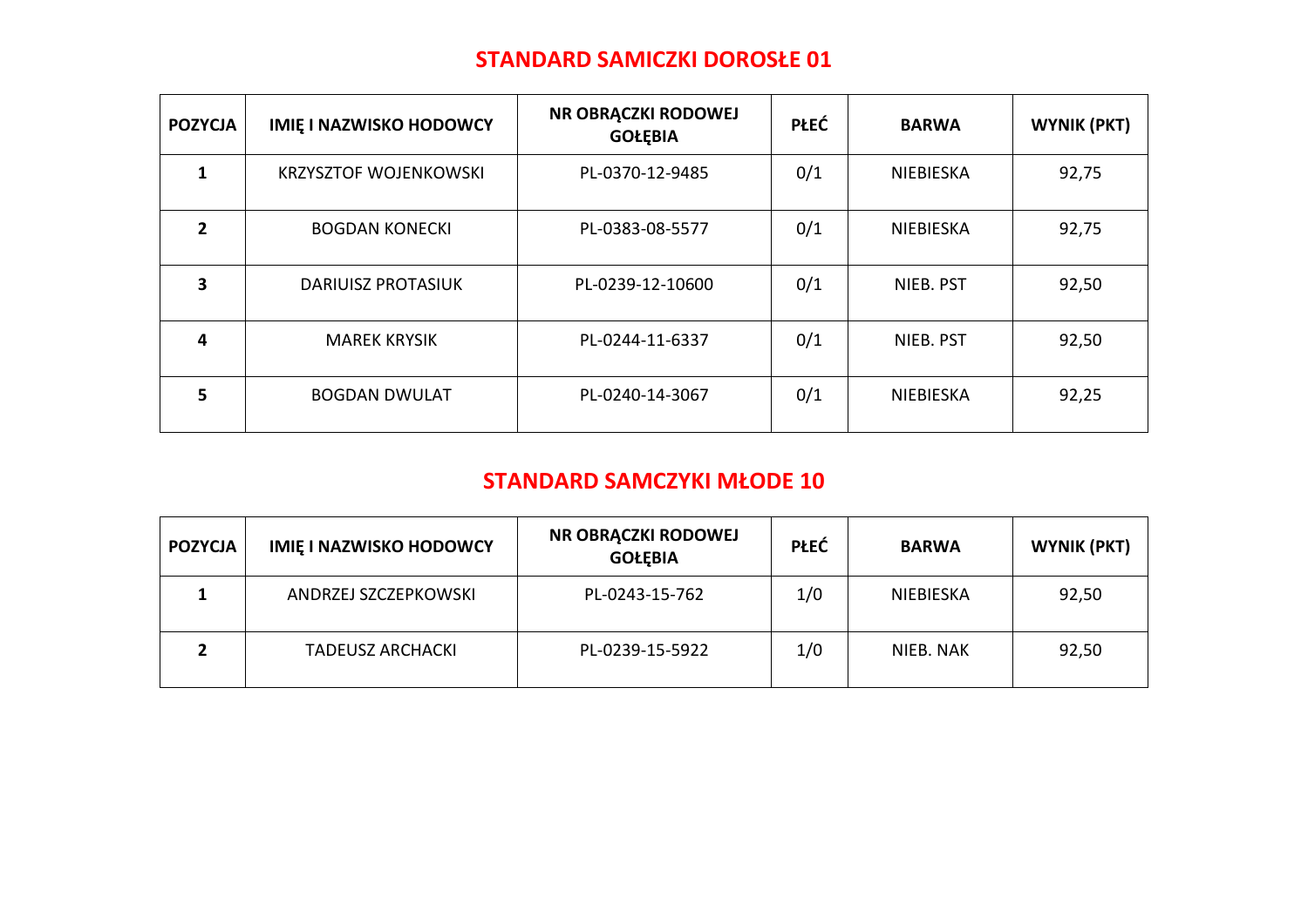## STANDARD SAMICZKI DOROSŁE 01

| POZYCJA | IMIĘ I NAZWISKO HODOWCY | NR OBRĄCZKI RODOWEJ GOŁĘBIA | PŁEĆ | BARWA | WYNIK (PKT) |
|---|---|---|---|---|---|
| 1 | KRZYSZTOF WOJENKOWSKI | PL-0370-12-9485 | 0/1 | NIEBIESKA | 92,75 |
| 2 | BOGDAN KONECKI | PL-0383-08-5577 | 0/1 | NIEBIESKA | 92,75 |
| 3 | DARIUISZ PROTASIUK | PL-0239-12-10600 | 0/1 | NIEB. PST | 92,50 |
| 4 | MAREK KRYSIK | PL-0244-11-6337 | 0/1 | NIEB. PST | 92,50 |
| 5 | BOGDAN DWULAT | PL-0240-14-3067 | 0/1 | NIEBIESKA | 92,25 |

## STANDARD SAMCZYKI MŁODE 10

| POZYCJA | IMIĘ I NAZWISKO HODOWCY | NR OBRĄCZKI RODOWEJ GOŁĘBIA | PŁEĆ | BARWA | WYNIK (PKT) |
|---|---|---|---|---|---|
| 1 | ANDRZEJ SZCZEPKOWSKI | PL-0243-15-762 | 1/0 | NIEBIESKA | 92,50 |
| 2 | TADEUSZ ARCHACKI | PL-0239-15-5922 | 1/0 | NIEB. NAK | 92,50 |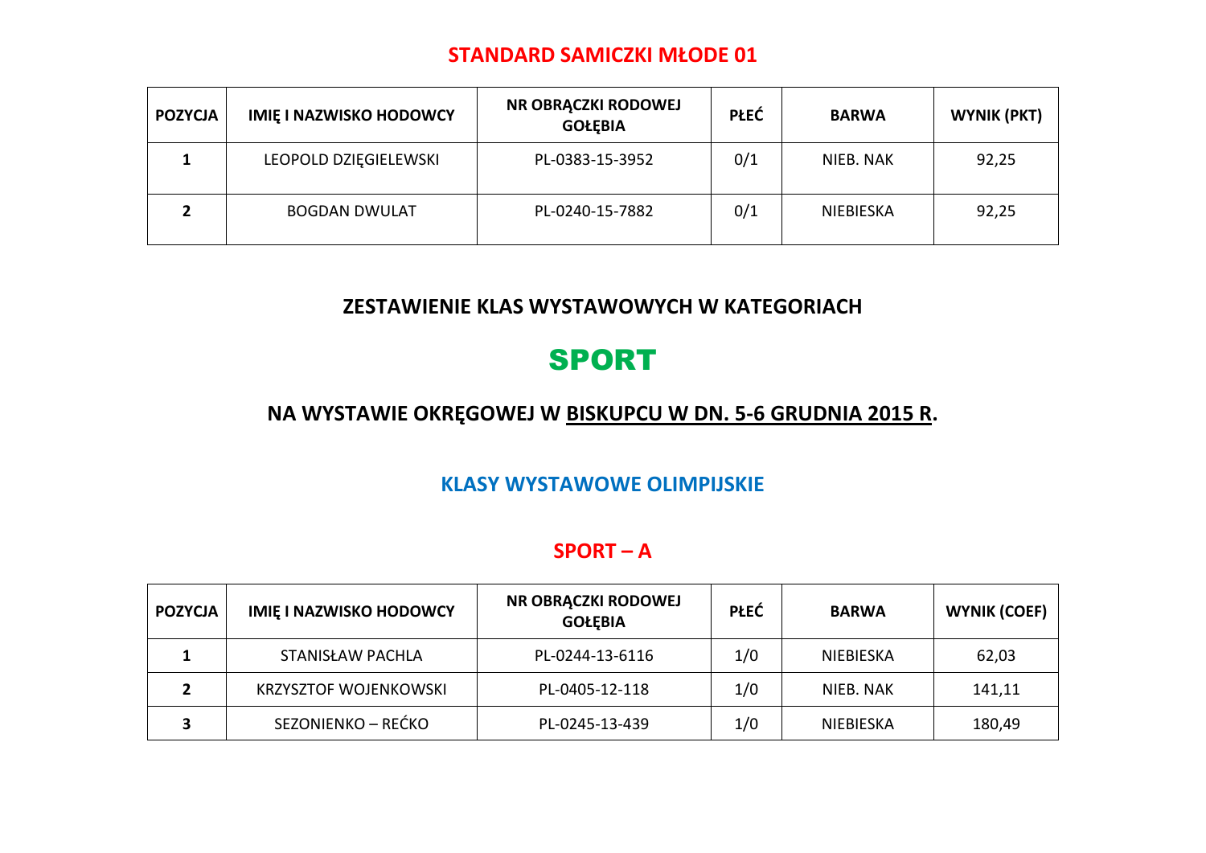## STANDARD SAMICZKI MŁODE 01

| POZYCJA | IMIĘ I NAZWISKO HODOWCY | NR OBRĄCZKI RODOWEJ GOŁĘBIA | PŁEĆ | BARWA | WYNIK (PKT) |
|---|---|---|---|---|---|
| 1 | LEOPOLD DZIĘGIELEWSKI | PL-0383-15-3952 | 0/1 | NIEB. NAK | 92,25 |
| 2 | BOGDAN DWULAT | PL-0240-15-7882 | 0/1 | NIEBIESKA | 92,25 |

## ZESTAWIENIE KLAS WYSTAWOWYCH W KATEGORIACH

# SPORT

## NA WYSTAWIE OKRĘGOWEJ W BISKUPCU W DN. 5-6 GRUDNIA 2015 R.

### KLASY WYSTAWOWE OLIMPIJSKIE

### SPORT – A

| POZYCJA | IMIĘ I NAZWISKO HODOWCY | NR OBRĄCZKI RODOWEJ GOŁĘBIA | PŁEĆ | BARWA | WYNIK (COEF) |
|---|---|---|---|---|---|
| 1 | STANISŁAW PACHLA | PL-0244-13-6116 | 1/0 | NIEBIESKA | 62,03 |
| 2 | KRZYSZTOF WOJENKOWSKI | PL-0405-12-118 | 1/0 | NIEB. NAK | 141,11 |
| 3 | SEZONIENKO – REĆKO | PL-0245-13-439 | 1/0 | NIEBIESKA | 180,49 |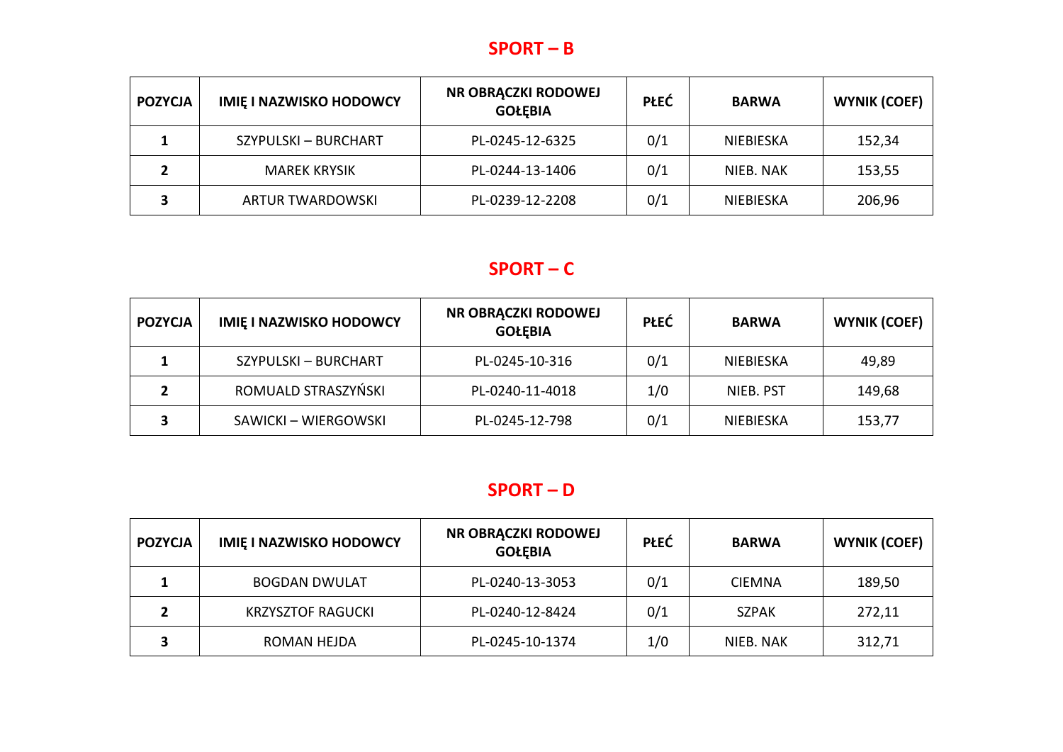## SPORT – B

| POZYCJA | IMIĘ I NAZWISKO HODOWCY | NR OBRĄCZKI RODOWEJ GOŁĘBIA | PŁEĆ | BARWA | WYNIK (COEF) |
|---|---|---|---|---|---|
| 1 | SZYPULSKI – BURCHART | PL-0245-12-6325 | 0/1 | NIEBIESKA | 152,34 |
| 2 | MAREK KRYSIK | PL-0244-13-1406 | 0/1 | NIEB. NAK | 153,55 |
| 3 | ARTUR TWARDOWSKI | PL-0239-12-2208 | 0/1 | NIEBIESKA | 206,96 |

## SPORT – C

| POZYCJA | IMIĘ I NAZWISKO HODOWCY | NR OBRĄCZKI RODOWEJ GOŁĘBIA | PŁEĆ | BARWA | WYNIK (COEF) |
|---|---|---|---|---|---|
| 1 | SZYPULSKI – BURCHART | PL-0245-10-316 | 0/1 | NIEBIESKA | 49,89 |
| 2 | ROMUALD STRASZYŃSKI | PL-0240-11-4018 | 1/0 | NIEB. PST | 149,68 |
| 3 | SAWICKI – WIERGOWSKI | PL-0245-12-798 | 0/1 | NIEBIESKA | 153,77 |

## SPORT – D

| POZYCJA | IMIĘ I NAZWISKO HODOWCY | NR OBRĄCZKI RODOWEJ GOŁĘBIA | PŁEĆ | BARWA | WYNIK (COEF) |
|---|---|---|---|---|---|
| 1 | BOGDAN DWULAT | PL-0240-13-3053 | 0/1 | CIEMNA | 189,50 |
| 2 | KRZYSZTOF RAGUCKI | PL-0240-12-8424 | 0/1 | SZPAK | 272,11 |
| 3 | ROMAN HEJDA | PL-0245-10-1374 | 1/0 | NIEB. NAK | 312,71 |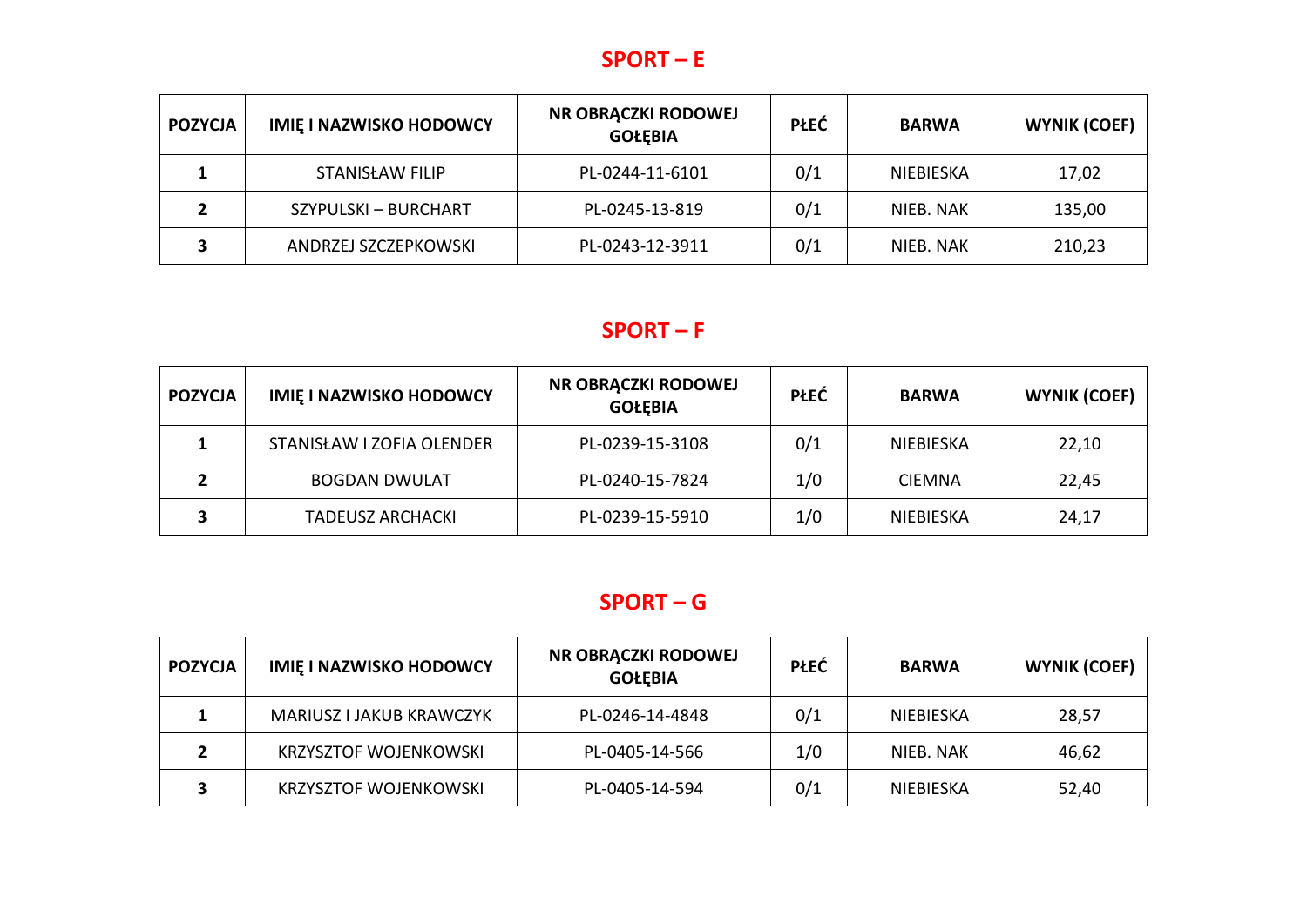## SPORT – E

| POZYCJA | IMIĘ I NAZWISKO HODOWCY | NR OBRĄCZKI RODOWEJ GOŁĘBIA | PŁEĆ | BARWA | WYNIK (COEF) |
|---|---|---|---|---|---|
| 1 | STANISŁAW FILIP | PL-0244-11-6101 | 0/1 | NIEBIESKA | 17,02 |
| 2 | SZYPULSKI – BURCHART | PL-0245-13-819 | 0/1 | NIEB. NAK | 135,00 |
| 3 | ANDRZEJ SZCZEPKOWSKI | PL-0243-12-3911 | 0/1 | NIEB. NAK | 210,23 |

## SPORT – F

| POZYCJA | IMIĘ I NAZWISKO HODOWCY | NR OBRĄCZKI RODOWEJ GOŁĘBIA | PŁEĆ | BARWA | WYNIK (COEF) |
|---|---|---|---|---|---|
| 1 | STANISŁAW I ZOFIA OLENDER | PL-0239-15-3108 | 0/1 | NIEBIESKA | 22,10 |
| 2 | BOGDAN DWULAT | PL-0240-15-7824 | 1/0 | CIEMNA | 22,45 |
| 3 | TADEUSZ ARCHACKI | PL-0239-15-5910 | 1/0 | NIEBIESKA | 24,17 |

## SPORT – G

| POZYCJA | IMIĘ I NAZWISKO HODOWCY | NR OBRĄCZKI RODOWEJ GOŁĘBIA | PŁEĆ | BARWA | WYNIK (COEF) |
|---|---|---|---|---|---|
| 1 | MARIUSZ I JAKUB KRAWCZYK | PL-0246-14-4848 | 0/1 | NIEBIESKA | 28,57 |
| 2 | KRZYSZTOF WOJENKOWSKI | PL-0405-14-566 | 1/0 | NIEB. NAK | 46,62 |
| 3 | KRZYSZTOF WOJENKOWSKI | PL-0405-14-594 | 0/1 | NIEBIESKA | 52,40 |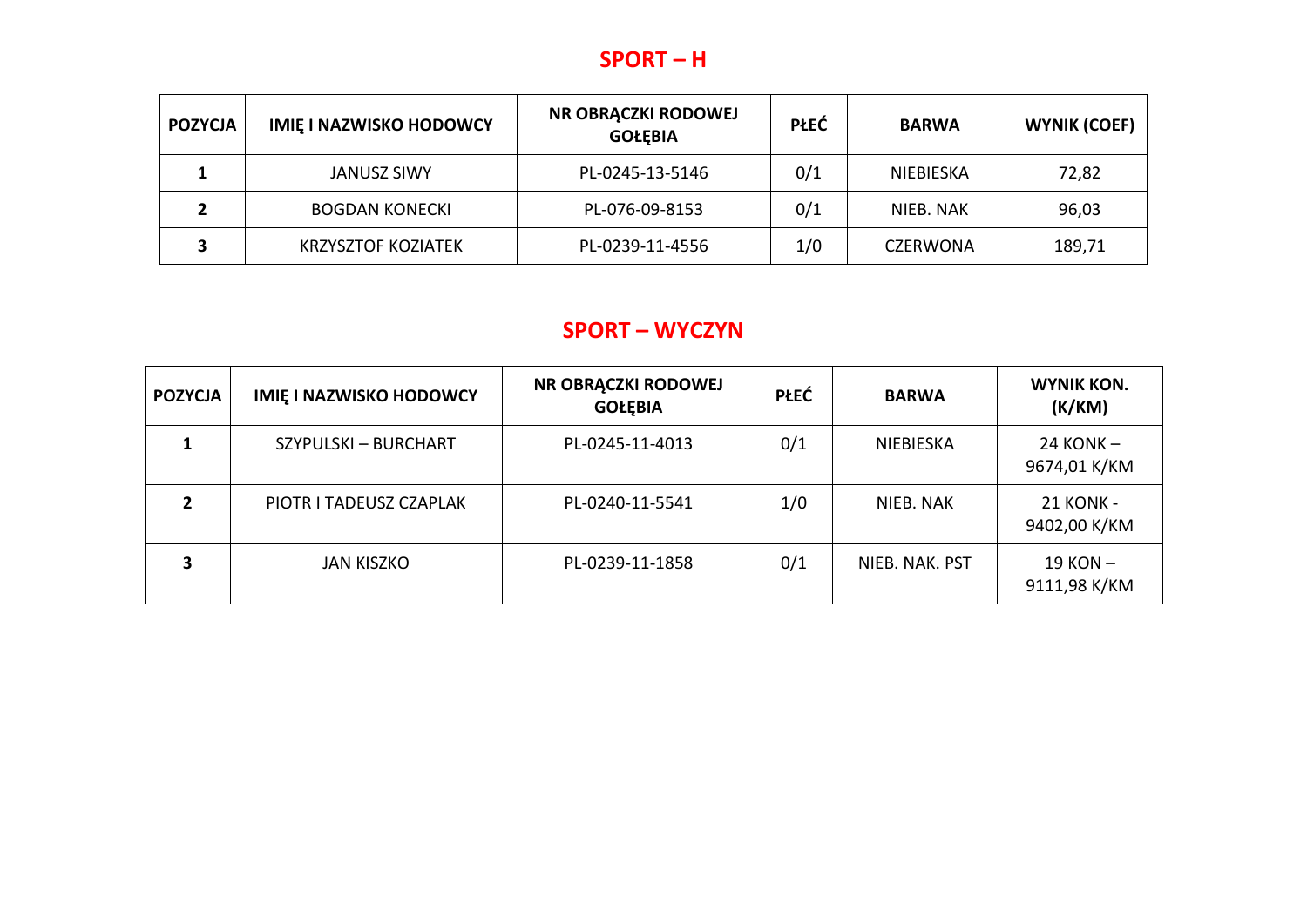## SPORT – H

| POZYCJA | IMIĘ I NAZWISKO HODOWCY | NR OBRĄCZKI RODOWEJ GOŁĘBIA | PŁEĆ | BARWA | WYNIK (COEF) |
|---|---|---|---|---|---|
| 1 | JANUSZ SIWY | PL-0245-13-5146 | 0/1 | NIEBIESKA | 72,82 |
| 2 | BOGDAN KONECKI | PL-076-09-8153 | 0/1 | NIEB. NAK | 96,03 |
| 3 | KRZYSZTOF KOZIATEK | PL-0239-11-4556 | 1/0 | CZERWONA | 189,71 |

## SPORT – WYCZYN

| POZYCJA | IMIĘ I NAZWISKO HODOWCY | NR OBRĄCZKI RODOWEJ GOŁĘBIA | PŁEĆ | BARWA | WYNIK KON. (K/KM) |
|---|---|---|---|---|---|
| 1 | SZYPULSKI – BURCHART | PL-0245-11-4013 | 0/1 | NIEBIESKA | 24 KONK – 9674,01 K/KM |
| 2 | PIOTR I TADEUSZ CZAPLAK | PL-0240-11-5541 | 1/0 | NIEB. NAK | 21 KONK - 9402,00 K/KM |
| 3 | JAN KISZKO | PL-0239-11-1858 | 0/1 | NIEB. NAK. PST | 19 KON – 9111,98 K/KM |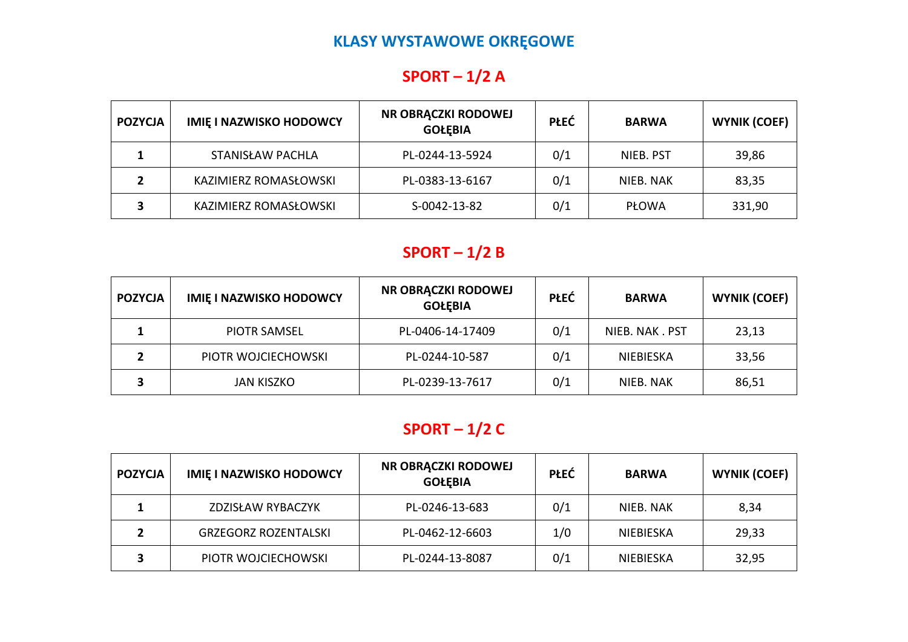# KLASY WYSTAWOWE OKRĘGOWE

## SPORT – 1/2 A

| POZYCJA | IMIĘ I NAZWISKO HODOWCY | NR OBRĄCZKI RODOWEJ GOŁĘBIA | PŁEĆ | BARWA | WYNIK (COEF) |
|---|---|---|---|---|---|
| 1 | STANISŁAW PACHLA | PL-0244-13-5924 | 0/1 | NIEB. PST | 39,86 |
| 2 | KAZIMIERZ ROMASŁOWSKI | PL-0383-13-6167 | 0/1 | NIEB. NAK | 83,35 |
| 3 | KAZIMIERZ ROMASŁOWSKI | S-0042-13-82 | 0/1 | PŁOWA | 331,90 |

## SPORT – 1/2 B

| POZYCJA | IMIĘ I NAZWISKO HODOWCY | NR OBRĄCZKI RODOWEJ GOŁĘBIA | PŁEĆ | BARWA | WYNIK (COEF) |
|---|---|---|---|---|---|
| 1 | PIOTR SAMSEL | PL-0406-14-17409 | 0/1 | NIEB. NAK . PST | 23,13 |
| 2 | PIOTR WOJCIECHOWSKI | PL-0244-10-587 | 0/1 | NIEBIESKA | 33,56 |
| 3 | JAN KISZKO | PL-0239-13-7617 | 0/1 | NIEB. NAK | 86,51 |

## SPORT – 1/2 C

| POZYCJA | IMIĘ I NAZWISKO HODOWCY | NR OBRĄCZKI RODOWEJ GOŁĘBIA | PŁEĆ | BARWA | WYNIK (COEF) |
|---|---|---|---|---|---|
| 1 | ZDZISŁAW RYBACZYK | PL-0246-13-683 | 0/1 | NIEB. NAK | 8,34 |
| 2 | GRZEGORZ ROZENTALSKI | PL-0462-12-6603 | 1/0 | NIEBIESKA | 29,33 |
| 3 | PIOTR WOJCIECHOWSKI | PL-0244-13-8087 | 0/1 | NIEBIESKA | 32,95 |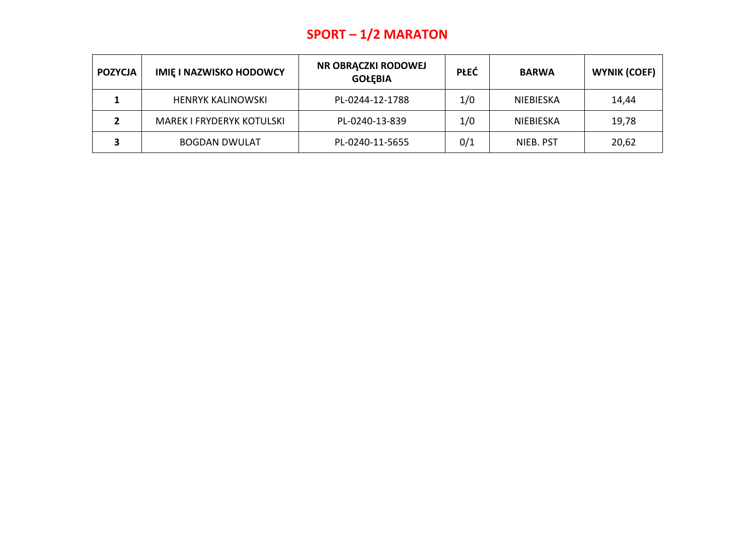# SPORT – 1/2 MARATON

| POZYCJA | IMIĘ I NAZWISKO HODOWCY | NR OBRĄCZKI RODOWEJ GOŁĘBIA | PŁEĆ | BARWA | WYNIK (COEF) |
|---|---|---|---|---|---|
| 1 | HENRYK KALINOWSKI | PL-0244-12-1788 | 1/0 | NIEBIESKA | 14,44 |
| 2 | MAREK I FRYDERYK KOTULSKI | PL-0240-13-839 | 1/0 | NIEBIESKA | 19,78 |
| 3 | BOGDAN DWULAT | PL-0240-11-5655 | 0/1 | NIEB. PST | 20,62 |